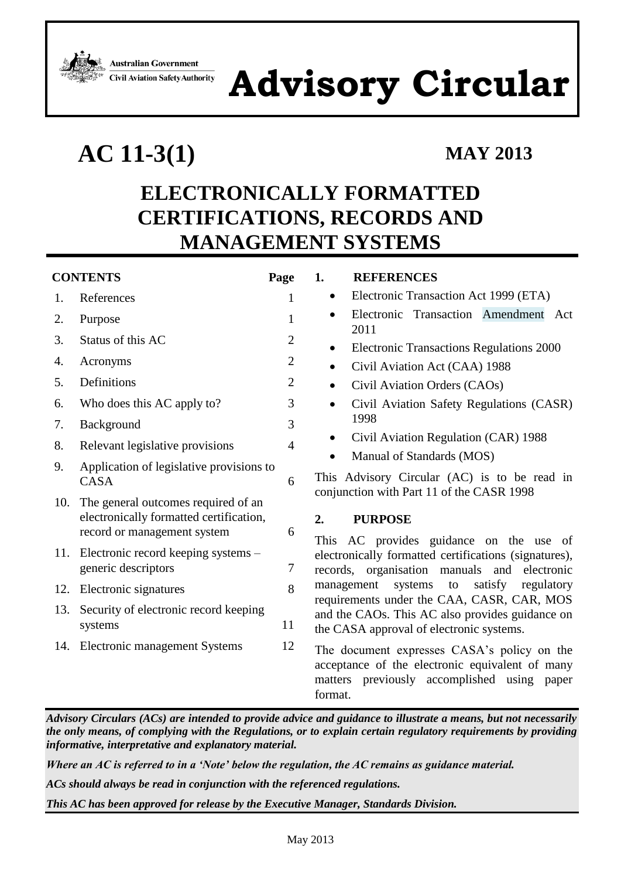Australian Government
Civil Aviation Safety Authority

# Advisory Circular

# AC 11-3(1)

**MAY 2013**

# ELECTRONICALLY FORMATTED CERTIFICATIONS, RECORDS AND MANAGEMENT SYSTEMS

**CONTENTS**

| | | Page |
|---|---|---|
| 1. | References | 1 |
| 2. | Purpose | 1 |
| 3. | Status of this AC | 2 |
| 4. | Acronyms | 2 |
| 5. | Definitions | 2 |
| 6. | Who does this AC apply to? | 3 |
| 7. | Background | 3 |
| 8. | Relevant legislative provisions | 4 |
| 9. | Application of legislative provisions to CASA | 6 |
| 10. | The general outcomes required of an electronically formatted certification, record or management system | 6 |
| 11. | Electronic record keeping systems – generic descriptors | 7 |
| 12. | Electronic signatures | 8 |
| 13. | Security of electronic record keeping systems | 11 |
| 14. | Electronic management Systems | 12 |

## 1. REFERENCES

- Electronic Transaction Act 1999 (ETA)
- Electronic Transaction Amendment Act 2011
- Electronic Transactions Regulations 2000
- Civil Aviation Act (CAA) 1988
- Civil Aviation Orders (CAOs)
- Civil Aviation Safety Regulations (CASR) 1998
- Civil Aviation Regulation (CAR) 1988
- Manual of Standards (MOS)

This Advisory Circular (AC) is to be read in conjunction with Part 11 of the CASR 1998

## 2. PURPOSE

This AC provides guidance on the use of electronically formatted certifications (signatures), records, organisation manuals and electronic management systems to satisfy regulatory requirements under the CAA, CASR, CAR, MOS and the CAOs. This AC also provides guidance on the CASA approval of electronic systems.

The document expresses CASA's policy on the acceptance of the electronic equivalent of many matters previously accomplished using paper format.

***Advisory Circulars (ACs) are intended to provide advice and guidance to illustrate a means, but not necessarily the only means, of complying with the Regulations, or to explain certain regulatory requirements by providing informative, interpretative and explanatory material.***

***Where an AC is referred to in a 'Note' below the regulation, the AC remains as guidance material.***

***ACs should always be read in conjunction with the referenced regulations.***

***This AC has been approved for release by the Executive Manager, Standards Division.***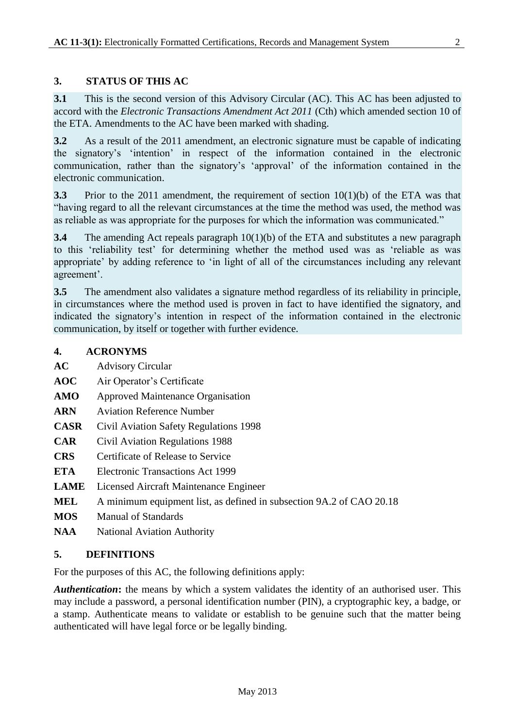## 3. STATUS OF THIS AC

**3.1** This is the second version of this Advisory Circular (AC). This AC has been adjusted to accord with the *Electronic Transactions Amendment Act 2011* (Cth) which amended section 10 of the ETA. Amendments to the AC have been marked with shading.

**3.2** As a result of the 2011 amendment, an electronic signature must be capable of indicating the signatory's 'intention' in respect of the information contained in the electronic communication, rather than the signatory's 'approval' of the information contained in the electronic communication.

**3.3** Prior to the 2011 amendment, the requirement of section 10(1)(b) of the ETA was that "having regard to all the relevant circumstances at the time the method was used, the method was as reliable as was appropriate for the purposes for which the information was communicated."

**3.4** The amending Act repeals paragraph 10(1)(b) of the ETA and substitutes a new paragraph to this 'reliability test' for determining whether the method used was as 'reliable as was appropriate' by adding reference to 'in light of all of the circumstances including any relevant agreement'.

**3.5** The amendment also validates a signature method regardless of its reliability in principle, in circumstances where the method used is proven in fact to have identified the signatory, and indicated the signatory's intention in respect of the information contained in the electronic communication, by itself or together with further evidence.

## 4. ACRONYMS

**AC** Advisory Circular
**AOC** Air Operator's Certificate
**AMO** Approved Maintenance Organisation
**ARN** Aviation Reference Number
**CASR** Civil Aviation Safety Regulations 1998
**CAR** Civil Aviation Regulations 1988
**CRS** Certificate of Release to Service
**ETA** Electronic Transactions Act 1999
**LAME** Licensed Aircraft Maintenance Engineer
**MEL** A minimum equipment list, as defined in subsection 9A.2 of CAO 20.18
**MOS** Manual of Standards
**NAA** National Aviation Authority

## 5. DEFINITIONS

For the purposes of this AC, the following definitions apply:

***Authentication*:** the means by which a system validates the identity of an authorised user. This may include a password, a personal identification number (PIN), a cryptographic key, a badge, or a stamp. Authenticate means to validate or establish to be genuine such that the matter being authenticated will have legal force or be legally binding.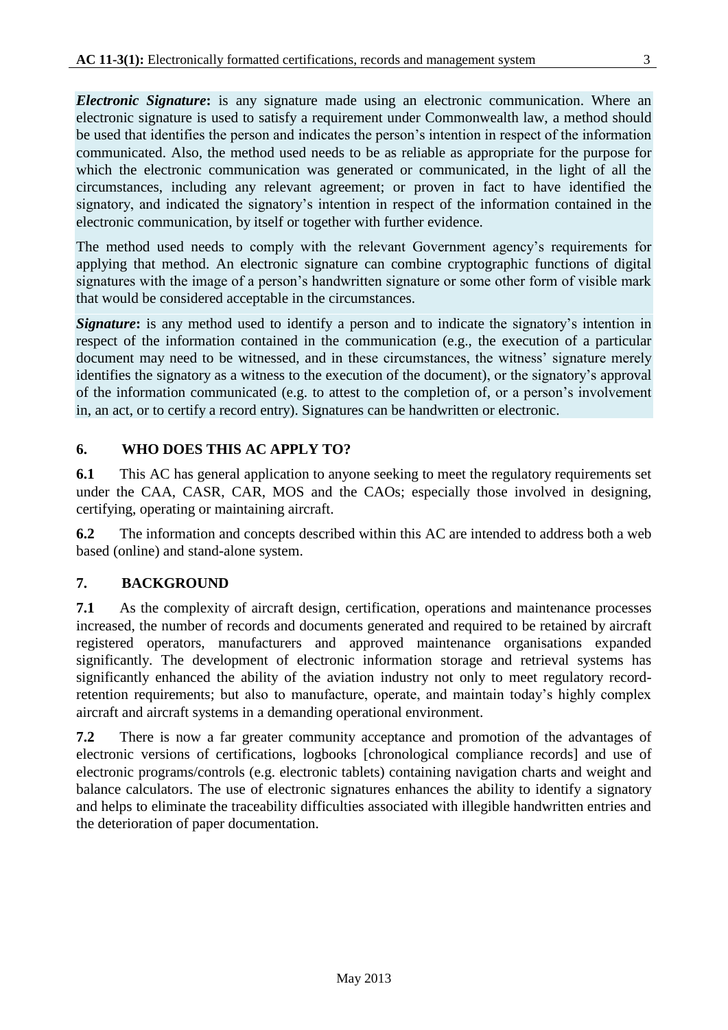***Electronic Signature*:** is any signature made using an electronic communication. Where an electronic signature is used to satisfy a requirement under Commonwealth law, a method should be used that identifies the person and indicates the person's intention in respect of the information communicated. Also, the method used needs to be as reliable as appropriate for the purpose for which the electronic communication was generated or communicated, in the light of all the circumstances, including any relevant agreement; or proven in fact to have identified the signatory, and indicated the signatory's intention in respect of the information contained in the electronic communication, by itself or together with further evidence.

The method used needs to comply with the relevant Government agency's requirements for applying that method. An electronic signature can combine cryptographic functions of digital signatures with the image of a person's handwritten signature or some other form of visible mark that would be considered acceptable in the circumstances.

***Signature*:** is any method used to identify a person and to indicate the signatory's intention in respect of the information contained in the communication (e.g., the execution of a particular document may need to be witnessed, and in these circumstances, the witness' signature merely identifies the signatory as a witness to the execution of the document), or the signatory's approval of the information communicated (e.g. to attest to the completion of, or a person's involvement in, an act, or to certify a record entry). Signatures can be handwritten or electronic.

## 6. WHO DOES THIS AC APPLY TO?

**6.1** This AC has general application to anyone seeking to meet the regulatory requirements set under the CAA, CASR, CAR, MOS and the CAOs; especially those involved in designing, certifying, operating or maintaining aircraft.

**6.2** The information and concepts described within this AC are intended to address both a web based (online) and stand-alone system.

## 7. BACKGROUND

**7.1** As the complexity of aircraft design, certification, operations and maintenance processes increased, the number of records and documents generated and required to be retained by aircraft registered operators, manufacturers and approved maintenance organisations expanded significantly. The development of electronic information storage and retrieval systems has significantly enhanced the ability of the aviation industry not only to meet regulatory record-retention requirements; but also to manufacture, operate, and maintain today's highly complex aircraft and aircraft systems in a demanding operational environment.

**7.2** There is now a far greater community acceptance and promotion of the advantages of electronic versions of certifications, logbooks [chronological compliance records] and use of electronic programs/controls (e.g. electronic tablets) containing navigation charts and weight and balance calculators. The use of electronic signatures enhances the ability to identify a signatory and helps to eliminate the traceability difficulties associated with illegible handwritten entries and the deterioration of paper documentation.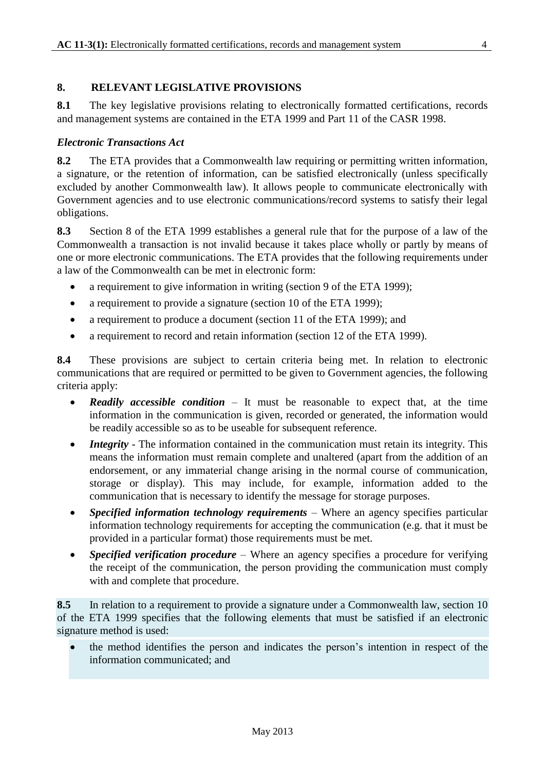## 8. RELEVANT LEGISLATIVE PROVISIONS

**8.1** The key legislative provisions relating to electronically formatted certifications, records and management systems are contained in the ETA 1999 and Part 11 of the CASR 1998.

### *Electronic Transactions Act*

**8.2** The ETA provides that a Commonwealth law requiring or permitting written information, a signature, or the retention of information, can be satisfied electronically (unless specifically excluded by another Commonwealth law). It allows people to communicate electronically with Government agencies and to use electronic communications/record systems to satisfy their legal obligations.

**8.3** Section 8 of the ETA 1999 establishes a general rule that for the purpose of a law of the Commonwealth a transaction is not invalid because it takes place wholly or partly by means of one or more electronic communications. The ETA provides that the following requirements under a law of the Commonwealth can be met in electronic form:

- a requirement to give information in writing (section 9 of the ETA 1999);
- a requirement to provide a signature (section 10 of the ETA 1999);
- a requirement to produce a document (section 11 of the ETA 1999); and
- a requirement to record and retain information (section 12 of the ETA 1999).

**8.4** These provisions are subject to certain criteria being met. In relation to electronic communications that are required or permitted to be given to Government agencies, the following criteria apply:

- ***Readily accessible condition*** – It must be reasonable to expect that, at the time information in the communication is given, recorded or generated, the information would be readily accessible so as to be useable for subsequent reference.
- ***Integrity*** - The information contained in the communication must retain its integrity. This means the information must remain complete and unaltered (apart from the addition of an endorsement, or any immaterial change arising in the normal course of communication, storage or display). This may include, for example, information added to the communication that is necessary to identify the message for storage purposes.
- ***Specified information technology requirements*** – Where an agency specifies particular information technology requirements for accepting the communication (e.g. that it must be provided in a particular format) those requirements must be met.
- ***Specified verification procedure*** – Where an agency specifies a procedure for verifying the receipt of the communication, the person providing the communication must comply with and complete that procedure.

**8.5** In relation to a requirement to provide a signature under a Commonwealth law, section 10 of the ETA 1999 specifies that the following elements that must be satisfied if an electronic signature method is used:

- the method identifies the person and indicates the person's intention in respect of the information communicated; and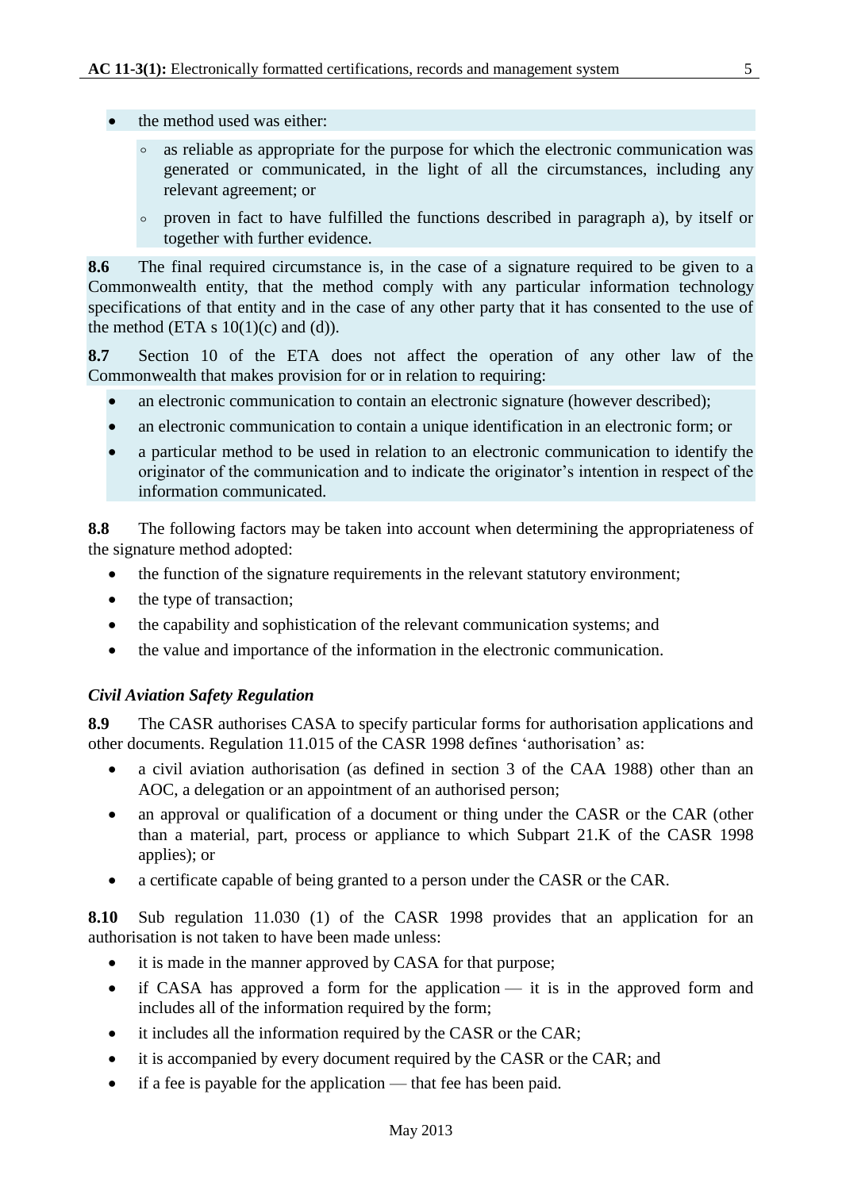- the method used was either:
  - as reliable as appropriate for the purpose for which the electronic communication was generated or communicated, in the light of all the circumstances, including any relevant agreement; or
  - proven in fact to have fulfilled the functions described in paragraph a), by itself or together with further evidence.

**8.6** The final required circumstance is, in the case of a signature required to be given to a Commonwealth entity, that the method comply with any particular information technology specifications of that entity and in the case of any other party that it has consented to the use of the method (ETA s 10(1)(c) and (d)).

**8.7** Section 10 of the ETA does not affect the operation of any other law of the Commonwealth that makes provision for or in relation to requiring:

- an electronic communication to contain an electronic signature (however described);
- an electronic communication to contain a unique identification in an electronic form; or
- a particular method to be used in relation to an electronic communication to identify the originator of the communication and to indicate the originator's intention in respect of the information communicated.

**8.8** The following factors may be taken into account when determining the appropriateness of the signature method adopted:

- the function of the signature requirements in the relevant statutory environment;
- the type of transaction;
- the capability and sophistication of the relevant communication systems; and
- the value and importance of the information in the electronic communication.

### *Civil Aviation Safety Regulation*

**8.9** The CASR authorises CASA to specify particular forms for authorisation applications and other documents. Regulation 11.015 of the CASR 1998 defines 'authorisation' as:

- a civil aviation authorisation (as defined in section 3 of the CAA 1988) other than an AOC, a delegation or an appointment of an authorised person;
- an approval or qualification of a document or thing under the CASR or the CAR (other than a material, part, process or appliance to which Subpart 21.K of the CASR 1998 applies); or
- a certificate capable of being granted to a person under the CASR or the CAR.

**8.10** Sub regulation 11.030 (1) of the CASR 1998 provides that an application for an authorisation is not taken to have been made unless:

- it is made in the manner approved by CASA for that purpose;
- if CASA has approved a form for the application — it is in the approved form and includes all of the information required by the form;
- it includes all the information required by the CASR or the CAR;
- it is accompanied by every document required by the CASR or the CAR; and
- if a fee is payable for the application — that fee has been paid.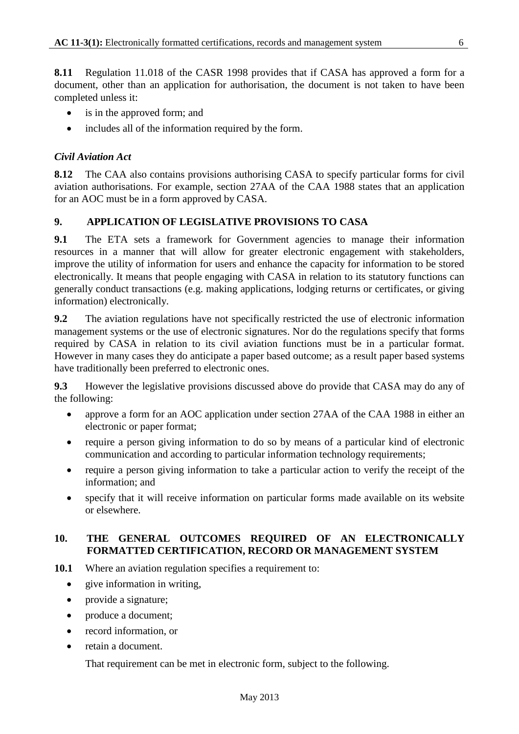**8.11** Regulation 11.018 of the CASR 1998 provides that if CASA has approved a form for a document, other than an application for authorisation, the document is not taken to have been completed unless it:

- is in the approved form; and
- includes all of the information required by the form.

### *Civil Aviation Act*

**8.12** The CAA also contains provisions authorising CASA to specify particular forms for civil aviation authorisations. For example, section 27AA of the CAA 1988 states that an application for an AOC must be in a form approved by CASA.

## 9. APPLICATION OF LEGISLATIVE PROVISIONS TO CASA

**9.1** The ETA sets a framework for Government agencies to manage their information resources in a manner that will allow for greater electronic engagement with stakeholders, improve the utility of information for users and enhance the capacity for information to be stored electronically. It means that people engaging with CASA in relation to its statutory functions can generally conduct transactions (e.g. making applications, lodging returns or certificates, or giving information) electronically.

**9.2** The aviation regulations have not specifically restricted the use of electronic information management systems or the use of electronic signatures. Nor do the regulations specify that forms required by CASA in relation to its civil aviation functions must be in a particular format. However in many cases they do anticipate a paper based outcome; as a result paper based systems have traditionally been preferred to electronic ones.

**9.3** However the legislative provisions discussed above do provide that CASA may do any of the following:

- approve a form for an AOC application under section 27AA of the CAA 1988 in either an electronic or paper format;
- require a person giving information to do so by means of a particular kind of electronic communication and according to particular information technology requirements;
- require a person giving information to take a particular action to verify the receipt of the information; and
- specify that it will receive information on particular forms made available on its website or elsewhere.

## 10. THE GENERAL OUTCOMES REQUIRED OF AN ELECTRONICALLY FORMATTED CERTIFICATION, RECORD OR MANAGEMENT SYSTEM

**10.1** Where an aviation regulation specifies a requirement to:

- give information in writing,
- provide a signature;
- produce a document;
- record information, or
- retain a document.

That requirement can be met in electronic form, subject to the following.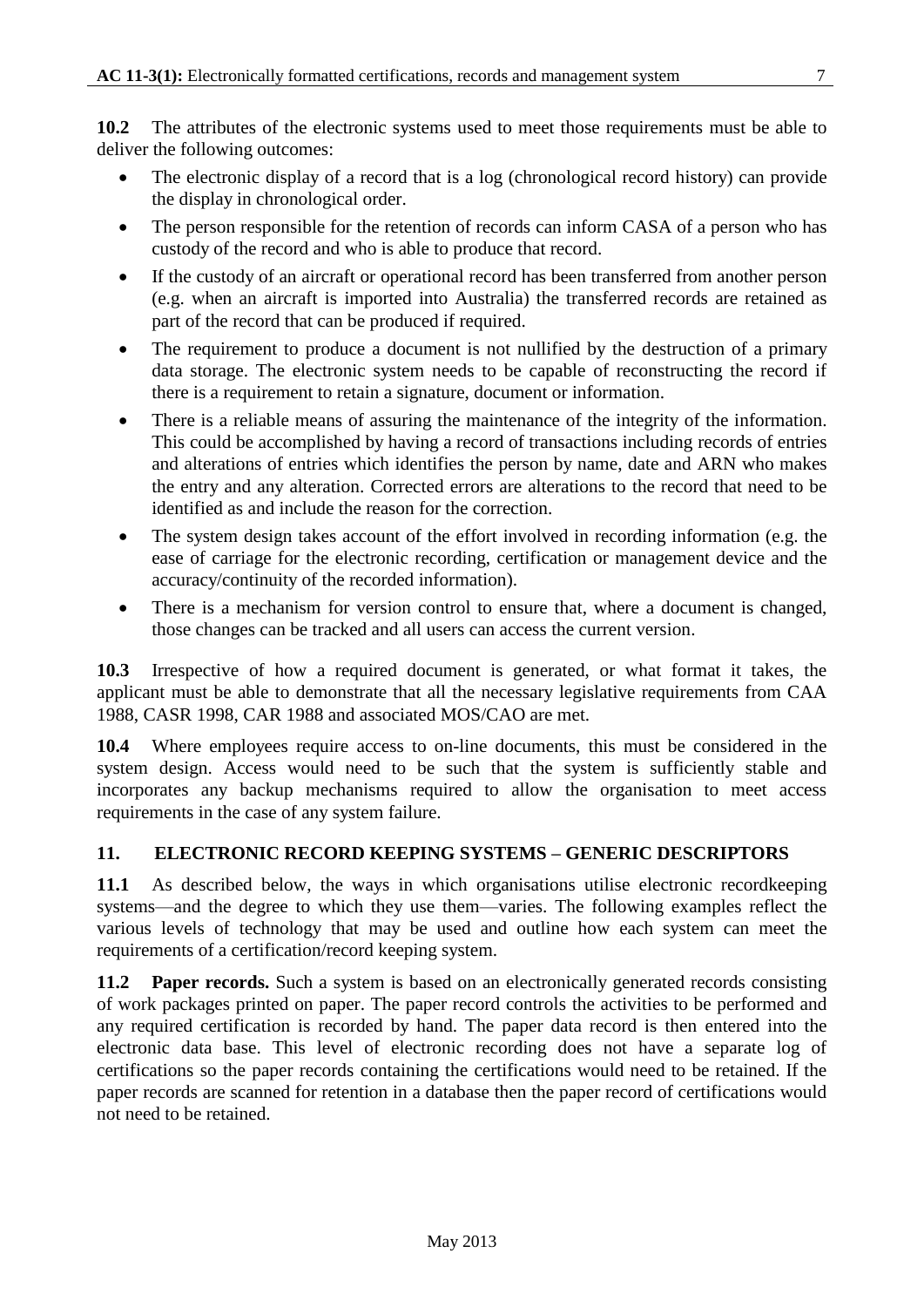**10.2** The attributes of the electronic systems used to meet those requirements must be able to deliver the following outcomes:

- The electronic display of a record that is a log (chronological record history) can provide the display in chronological order.
- The person responsible for the retention of records can inform CASA of a person who has custody of the record and who is able to produce that record.
- If the custody of an aircraft or operational record has been transferred from another person (e.g. when an aircraft is imported into Australia) the transferred records are retained as part of the record that can be produced if required.
- The requirement to produce a document is not nullified by the destruction of a primary data storage. The electronic system needs to be capable of reconstructing the record if there is a requirement to retain a signature, document or information.
- There is a reliable means of assuring the maintenance of the integrity of the information. This could be accomplished by having a record of transactions including records of entries and alterations of entries which identifies the person by name, date and ARN who makes the entry and any alteration. Corrected errors are alterations to the record that need to be identified as and include the reason for the correction.
- The system design takes account of the effort involved in recording information (e.g. the ease of carriage for the electronic recording, certification or management device and the accuracy/continuity of the recorded information).
- There is a mechanism for version control to ensure that, where a document is changed, those changes can be tracked and all users can access the current version.

**10.3** Irrespective of how a required document is generated, or what format it takes, the applicant must be able to demonstrate that all the necessary legislative requirements from CAA 1988, CASR 1998, CAR 1988 and associated MOS/CAO are met.

**10.4** Where employees require access to on-line documents, this must be considered in the system design. Access would need to be such that the system is sufficiently stable and incorporates any backup mechanisms required to allow the organisation to meet access requirements in the case of any system failure.

## 11. ELECTRONIC RECORD KEEPING SYSTEMS – GENERIC DESCRIPTORS

**11.1** As described below, the ways in which organisations utilise electronic recordkeeping systems—and the degree to which they use them—varies. The following examples reflect the various levels of technology that may be used and outline how each system can meet the requirements of a certification/record keeping system.

**11.2** **Paper records.** Such a system is based on an electronically generated records consisting of work packages printed on paper. The paper record controls the activities to be performed and any required certification is recorded by hand. The paper data record is then entered into the electronic data base. This level of electronic recording does not have a separate log of certifications so the paper records containing the certifications would need to be retained. If the paper records are scanned for retention in a database then the paper record of certifications would not need to be retained.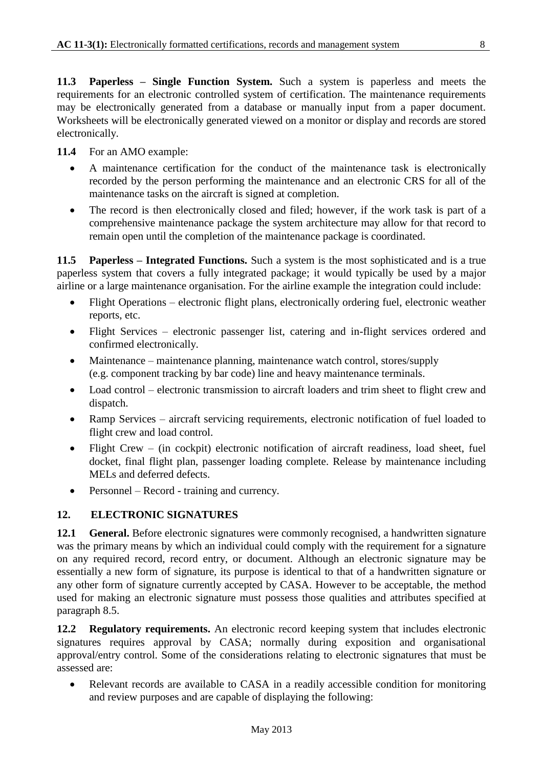**11.3 Paperless – Single Function System.** Such a system is paperless and meets the requirements for an electronic controlled system of certification. The maintenance requirements may be electronically generated from a database or manually input from a paper document. Worksheets will be electronically generated viewed on a monitor or display and records are stored electronically.

**11.4** For an AMO example:

- A maintenance certification for the conduct of the maintenance task is electronically recorded by the person performing the maintenance and an electronic CRS for all of the maintenance tasks on the aircraft is signed at completion.
- The record is then electronically closed and filed; however, if the work task is part of a comprehensive maintenance package the system architecture may allow for that record to remain open until the completion of the maintenance package is coordinated.

**11.5 Paperless – Integrated Functions.** Such a system is the most sophisticated and is a true paperless system that covers a fully integrated package; it would typically be used by a major airline or a large maintenance organisation. For the airline example the integration could include:

- Flight Operations – electronic flight plans, electronically ordering fuel, electronic weather reports, etc.
- Flight Services – electronic passenger list, catering and in-flight services ordered and confirmed electronically.
- Maintenance – maintenance planning, maintenance watch control, stores/supply (e.g. component tracking by bar code) line and heavy maintenance terminals.
- Load control – electronic transmission to aircraft loaders and trim sheet to flight crew and dispatch.
- Ramp Services – aircraft servicing requirements, electronic notification of fuel loaded to flight crew and load control.
- Flight Crew – (in cockpit) electronic notification of aircraft readiness, load sheet, fuel docket, final flight plan, passenger loading complete. Release by maintenance including MELs and deferred defects.
- Personnel – Record - training and currency.

## 12. ELECTRONIC SIGNATURES

**12.1 General.** Before electronic signatures were commonly recognised, a handwritten signature was the primary means by which an individual could comply with the requirement for a signature on any required record, record entry, or document. Although an electronic signature may be essentially a new form of signature, its purpose is identical to that of a handwritten signature or any other form of signature currently accepted by CASA. However to be acceptable, the method used for making an electronic signature must possess those qualities and attributes specified at paragraph 8.5.

**12.2 Regulatory requirements.** An electronic record keeping system that includes electronic signatures requires approval by CASA; normally during exposition and organisational approval/entry control. Some of the considerations relating to electronic signatures that must be assessed are:

- Relevant records are available to CASA in a readily accessible condition for monitoring and review purposes and are capable of displaying the following: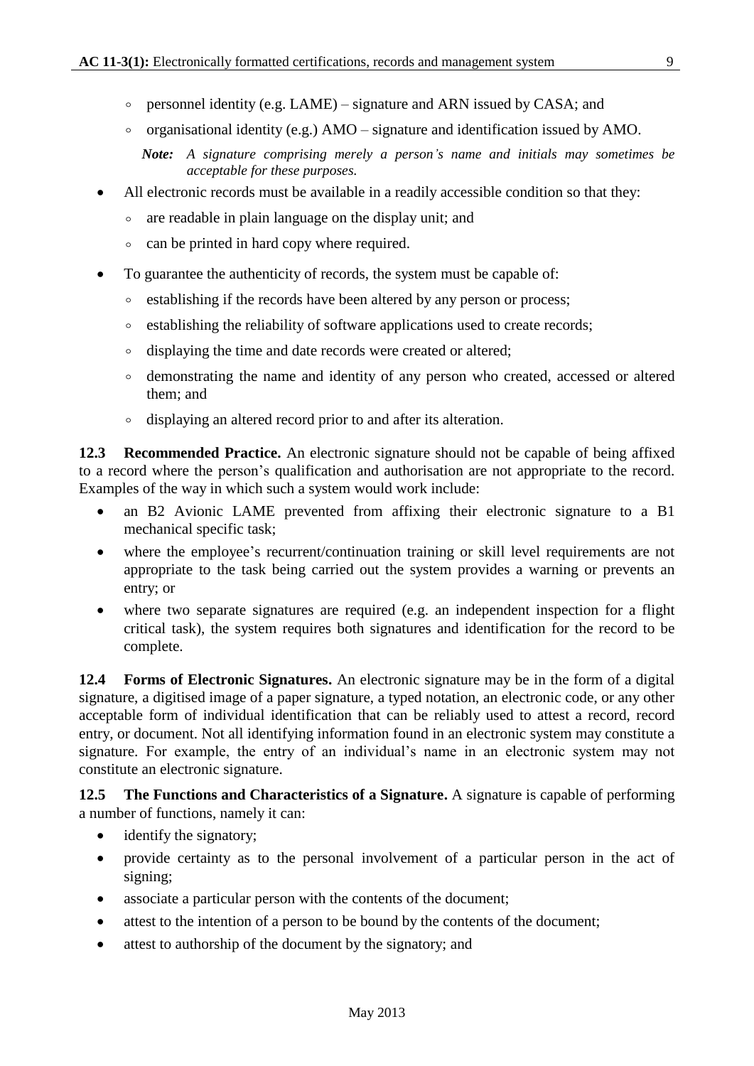- personnel identity (e.g. LAME) – signature and ARN issued by CASA; and
  - organisational identity (e.g.) AMO – signature and identification issued by AMO.

  *Note: A signature comprising merely a person's name and initials may sometimes be acceptable for these purposes.*

- All electronic records must be available in a readily accessible condition so that they:
  - are readable in plain language on the display unit; and
  - can be printed in hard copy where required.
- To guarantee the authenticity of records, the system must be capable of:
  - establishing if the records have been altered by any person or process;
  - establishing the reliability of software applications used to create records;
  - displaying the time and date records were created or altered;
  - demonstrating the name and identity of any person who created, accessed or altered them; and
  - displaying an altered record prior to and after its alteration.

**12.3 Recommended Practice.** An electronic signature should not be capable of being affixed to a record where the person's qualification and authorisation are not appropriate to the record. Examples of the way in which such a system would work include:

- an B2 Avionic LAME prevented from affixing their electronic signature to a B1 mechanical specific task;
- where the employee's recurrent/continuation training or skill level requirements are not appropriate to the task being carried out the system provides a warning or prevents an entry; or
- where two separate signatures are required (e.g. an independent inspection for a flight critical task), the system requires both signatures and identification for the record to be complete.

**12.4 Forms of Electronic Signatures.** An electronic signature may be in the form of a digital signature, a digitised image of a paper signature, a typed notation, an electronic code, or any other acceptable form of individual identification that can be reliably used to attest a record, record entry, or document. Not all identifying information found in an electronic system may constitute a signature. For example, the entry of an individual's name in an electronic system may not constitute an electronic signature.

**12.5 The Functions and Characteristics of a Signature.** A signature is capable of performing a number of functions, namely it can:

- identify the signatory;
- provide certainty as to the personal involvement of a particular person in the act of signing;
- associate a particular person with the contents of the document;
- attest to the intention of a person to be bound by the contents of the document;
- attest to authorship of the document by the signatory; and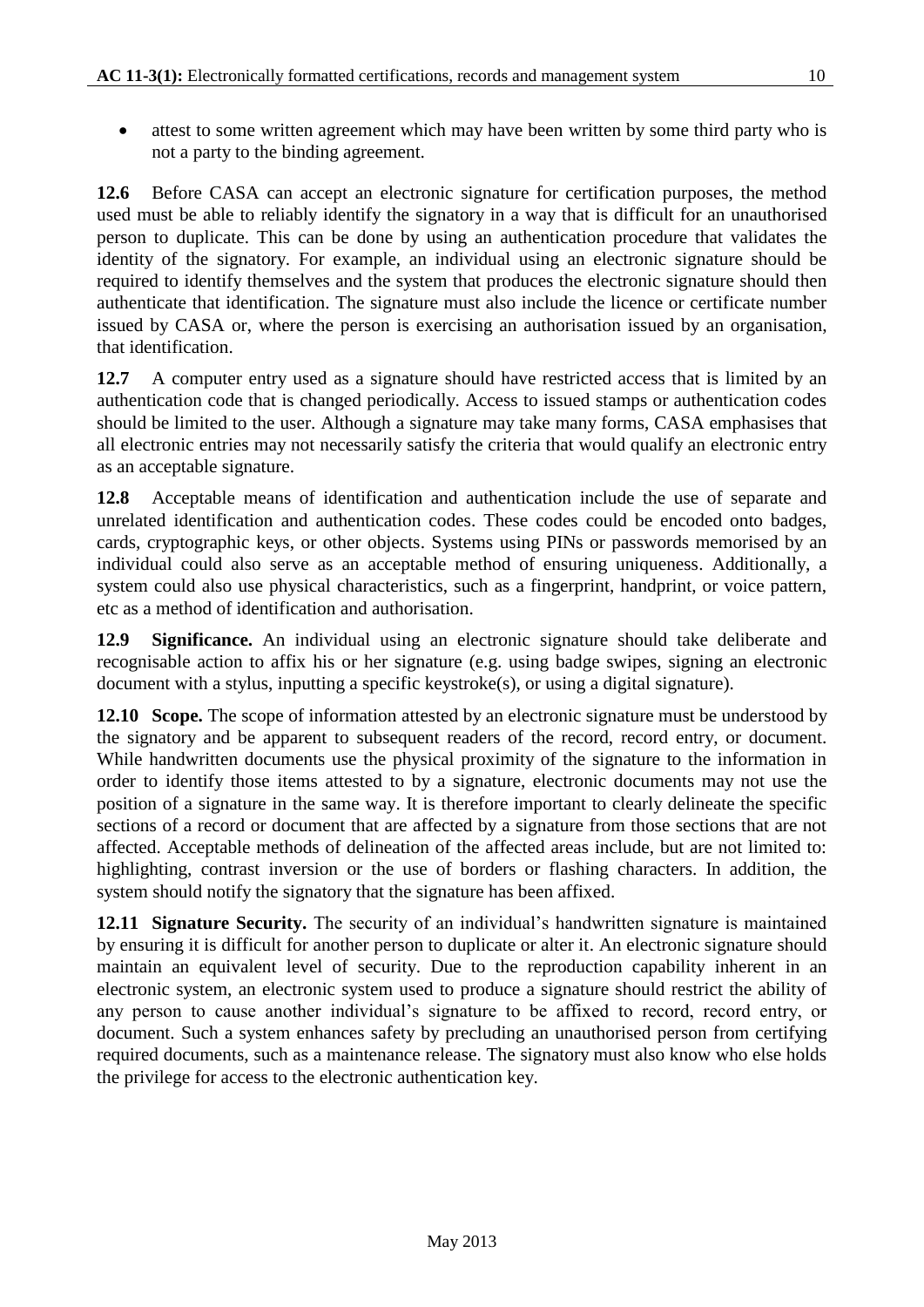- attest to some written agreement which may have been written by some third party who is not a party to the binding agreement.

**12.6** Before CASA can accept an electronic signature for certification purposes, the method used must be able to reliably identify the signatory in a way that is difficult for an unauthorised person to duplicate. This can be done by using an authentication procedure that validates the identity of the signatory. For example, an individual using an electronic signature should be required to identify themselves and the system that produces the electronic signature should then authenticate that identification. The signature must also include the licence or certificate number issued by CASA or, where the person is exercising an authorisation issued by an organisation, that identification.

**12.7** A computer entry used as a signature should have restricted access that is limited by an authentication code that is changed periodically. Access to issued stamps or authentication codes should be limited to the user. Although a signature may take many forms, CASA emphasises that all electronic entries may not necessarily satisfy the criteria that would qualify an electronic entry as an acceptable signature.

**12.8** Acceptable means of identification and authentication include the use of separate and unrelated identification and authentication codes. These codes could be encoded onto badges, cards, cryptographic keys, or other objects. Systems using PINs or passwords memorised by an individual could also serve as an acceptable method of ensuring uniqueness. Additionally, a system could also use physical characteristics, such as a fingerprint, handprint, or voice pattern, etc as a method of identification and authorisation.

**12.9** **Significance.** An individual using an electronic signature should take deliberate and recognisable action to affix his or her signature (e.g. using badge swipes, signing an electronic document with a stylus, inputting a specific keystroke(s), or using a digital signature).

**12.10** **Scope.** The scope of information attested by an electronic signature must be understood by the signatory and be apparent to subsequent readers of the record, record entry, or document. While handwritten documents use the physical proximity of the signature to the information in order to identify those items attested to by a signature, electronic documents may not use the position of a signature in the same way. It is therefore important to clearly delineate the specific sections of a record or document that are affected by a signature from those sections that are not affected. Acceptable methods of delineation of the affected areas include, but are not limited to: highlighting, contrast inversion or the use of borders or flashing characters. In addition, the system should notify the signatory that the signature has been affixed.

**12.11** **Signature Security.** The security of an individual's handwritten signature is maintained by ensuring it is difficult for another person to duplicate or alter it. An electronic signature should maintain an equivalent level of security. Due to the reproduction capability inherent in an electronic system, an electronic system used to produce a signature should restrict the ability of any person to cause another individual's signature to be affixed to record, record entry, or document. Such a system enhances safety by precluding an unauthorised person from certifying required documents, such as a maintenance release. The signatory must also know who else holds the privilege for access to the electronic authentication key.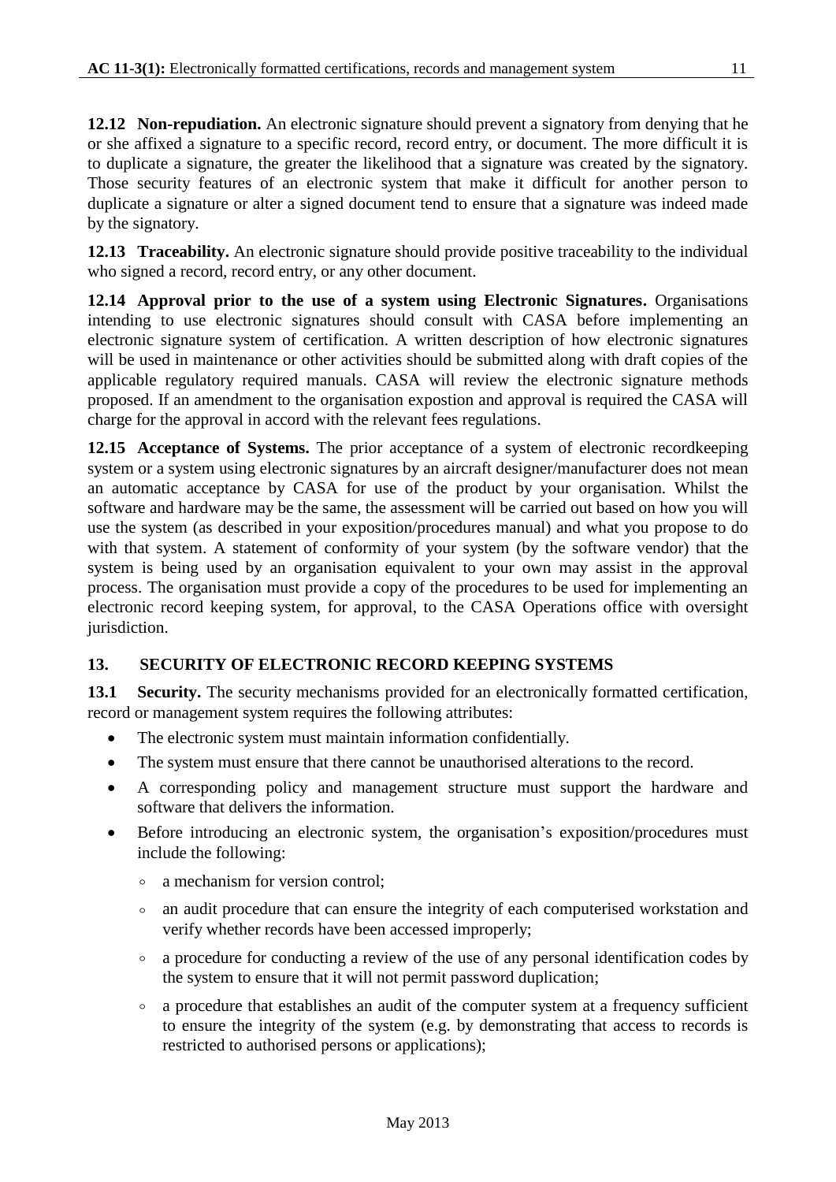**12.12 Non-repudiation.** An electronic signature should prevent a signatory from denying that he or she affixed a signature to a specific record, record entry, or document. The more difficult it is to duplicate a signature, the greater the likelihood that a signature was created by the signatory. Those security features of an electronic system that make it difficult for another person to duplicate a signature or alter a signed document tend to ensure that a signature was indeed made by the signatory.

**12.13 Traceability.** An electronic signature should provide positive traceability to the individual who signed a record, record entry, or any other document.

**12.14 Approval prior to the use of a system using Electronic Signatures.** Organisations intending to use electronic signatures should consult with CASA before implementing an electronic signature system of certification. A written description of how electronic signatures will be used in maintenance or other activities should be submitted along with draft copies of the applicable regulatory required manuals. CASA will review the electronic signature methods proposed. If an amendment to the organisation expostion and approval is required the CASA will charge for the approval in accord with the relevant fees regulations.

**12.15 Acceptance of Systems.** The prior acceptance of a system of electronic recordkeeping system or a system using electronic signatures by an aircraft designer/manufacturer does not mean an automatic acceptance by CASA for use of the product by your organisation. Whilst the software and hardware may be the same, the assessment will be carried out based on how you will use the system (as described in your exposition/procedures manual) and what you propose to do with that system. A statement of conformity of your system (by the software vendor) that the system is being used by an organisation equivalent to your own may assist in the approval process. The organisation must provide a copy of the procedures to be used for implementing an electronic record keeping system, for approval, to the CASA Operations office with oversight jurisdiction.

## 13. SECURITY OF ELECTRONIC RECORD KEEPING SYSTEMS

**13.1 Security.** The security mechanisms provided for an electronically formatted certification, record or management system requires the following attributes:

- The electronic system must maintain information confidentially.
- The system must ensure that there cannot be unauthorised alterations to the record.
- A corresponding policy and management structure must support the hardware and software that delivers the information.
- Before introducing an electronic system, the organisation's exposition/procedures must include the following:
    - a mechanism for version control;
    - an audit procedure that can ensure the integrity of each computerised workstation and verify whether records have been accessed improperly;
    - a procedure for conducting a review of the use of any personal identification codes by the system to ensure that it will not permit password duplication;
    - a procedure that establishes an audit of the computer system at a frequency sufficient to ensure the integrity of the system (e.g. by demonstrating that access to records is restricted to authorised persons or applications);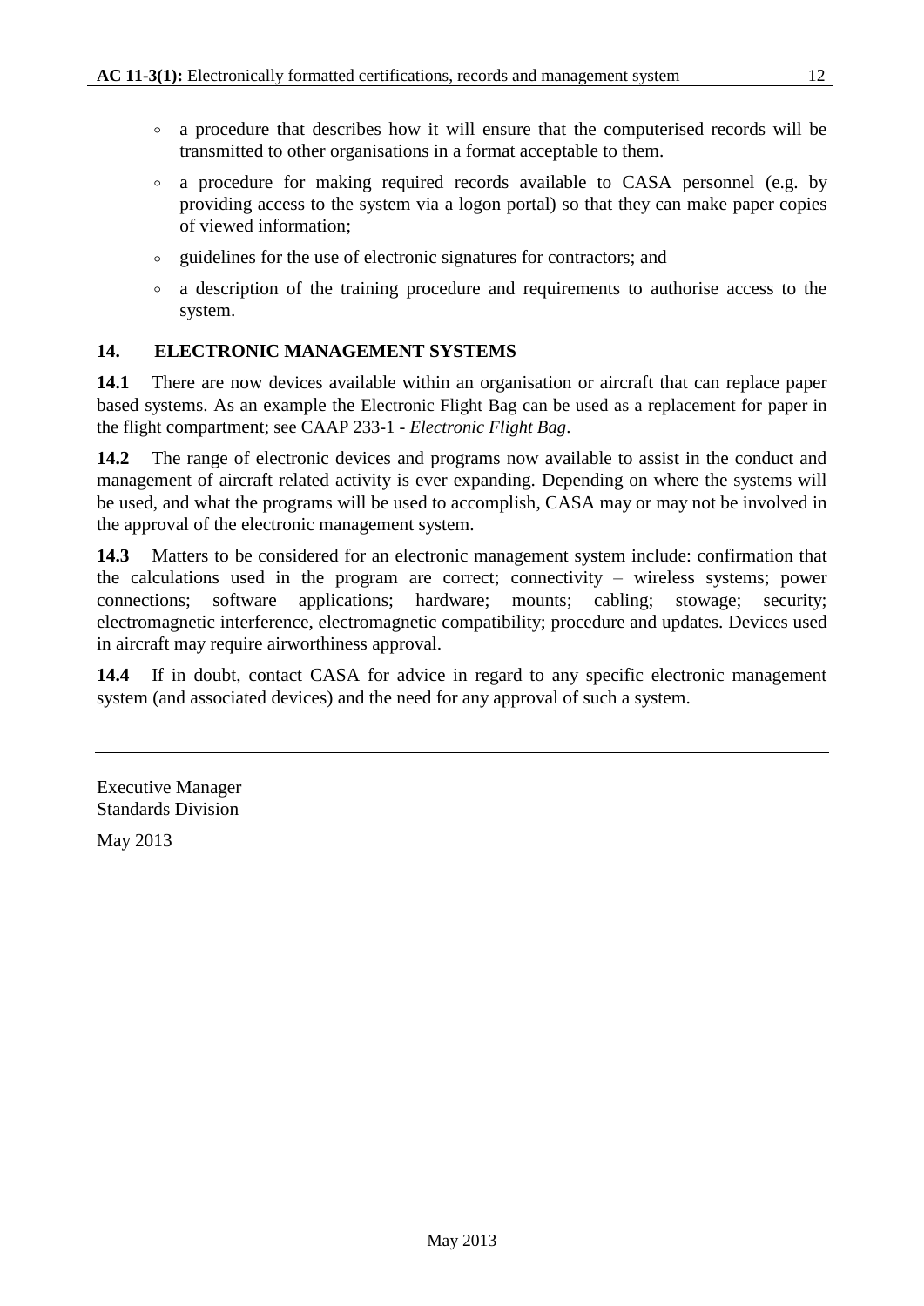- a procedure that describes how it will ensure that the computerised records will be transmitted to other organisations in a format acceptable to them.
- a procedure for making required records available to CASA personnel (e.g. by providing access to the system via a logon portal) so that they can make paper copies of viewed information;
- guidelines for the use of electronic signatures for contractors; and
- a description of the training procedure and requirements to authorise access to the system.

## 14. ELECTRONIC MANAGEMENT SYSTEMS

**14.1** There are now devices available within an organisation or aircraft that can replace paper based systems. As an example the Electronic Flight Bag can be used as a replacement for paper in the flight compartment; see CAAP 233-1 - *Electronic Flight Bag*.

**14.2** The range of electronic devices and programs now available to assist in the conduct and management of aircraft related activity is ever expanding. Depending on where the systems will be used, and what the programs will be used to accomplish, CASA may or may not be involved in the approval of the electronic management system.

**14.3** Matters to be considered for an electronic management system include: confirmation that the calculations used in the program are correct; connectivity – wireless systems; power connections; software applications; hardware; mounts; cabling; stowage; security; electromagnetic interference, electromagnetic compatibility; procedure and updates. Devices used in aircraft may require airworthiness approval.

**14.4** If in doubt, contact CASA for advice in regard to any specific electronic management system (and associated devices) and the need for any approval of such a system.

---

Executive Manager
Standards Division

May 2013